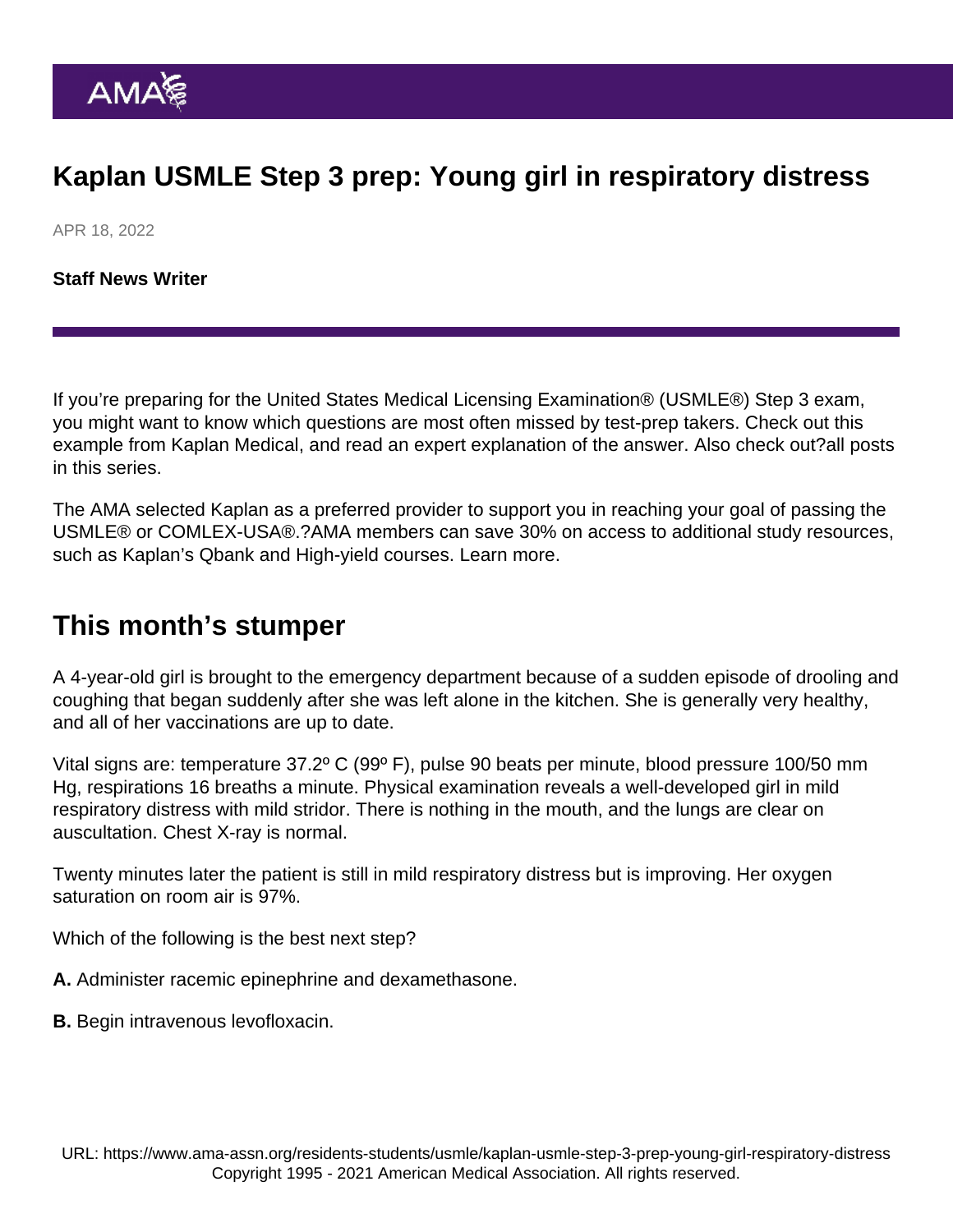# Kaplan USMLE Step 3 prep: Young girl in respiratory distress

APR 18, 2022

**Staff News Writer**

If you're preparing for the United States Medical Licensing Examination® (USMLE®) Step 3 exam, you might want to know which questions are most often missed by test-prep takers. Check out this example from Kaplan Medical, and read an expert explanation of the answer. Also check out?all posts in this series.

The AMA selected Kaplan as a preferred provider to support you in reaching your goal of passing the USMLE® or COMLEX-USA®.?AMA members can save 30% on access to additional study resources, such as Kaplan's Qbank and High-yield courses. Learn more.

## This month's stumper

A 4-year-old girl is brought to the emergency department because of a sudden episode of drooling and coughing that began suddenly after she was left alone in the kitchen. She is generally very healthy, and all of her vaccinations are up to date.

Vital signs are: temperature 37.2º C (99º F), pulse 90 beats per minute, blood pressure 100/50 mm Hg, respirations 16 breaths a minute. Physical examination reveals a well-developed girl in mild respiratory distress with mild stridor. There is nothing in the mouth, and the lungs are clear on auscultation. Chest X-ray is normal.

Twenty minutes later the patient is still in mild respiratory distress but is improving. Her oxygen saturation on room air is 97%.

Which of the following is the best next step?

**A.** Administer racemic epinephrine and dexamethasone.

**B.** Begin intravenous levofloxacin.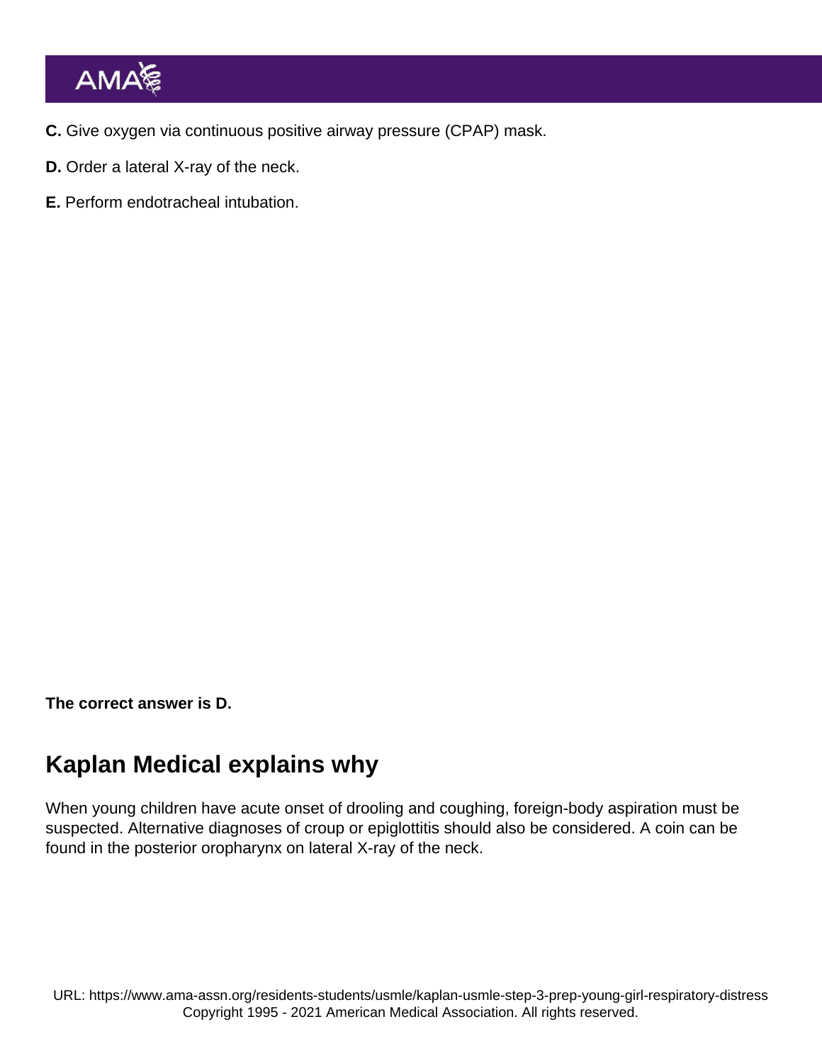**C.** Give oxygen via continuous positive airway pressure (CPAP) mask.

**D.** Order a lateral X-ray of the neck.

**E.** Perform endotracheal intubation.

**The correct answer is D.**

## Kaplan Medical explains why

When young children have acute onset of drooling and coughing, foreign-body aspiration must be suspected. Alternative diagnoses of croup or epiglottitis should also be considered. A coin can be found in the posterior oropharynx on lateral X-ray of the neck.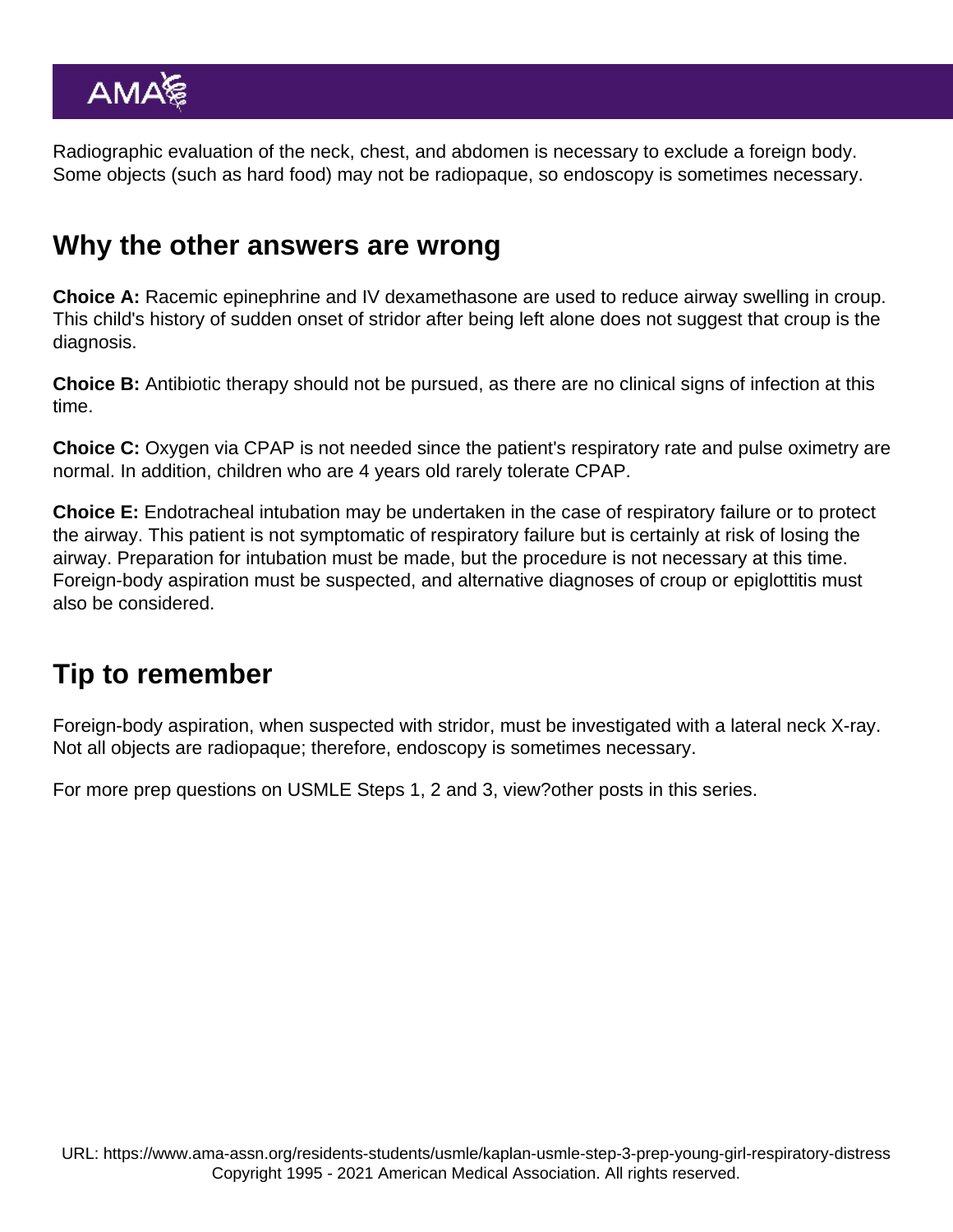Radiographic evaluation of the neck, chest, and abdomen is necessary to exclude a foreign body. Some objects (such as hard food) may not be radiopaque, so endoscopy is sometimes necessary.

## Why the other answers are wrong

**Choice A:** Racemic epinephrine and IV dexamethasone are used to reduce airway swelling in croup. This child's history of sudden onset of stridor after being left alone does not suggest that croup is the diagnosis.

**Choice B:** Antibiotic therapy should not be pursued, as there are no clinical signs of infection at this time.

**Choice C:** Oxygen via CPAP is not needed since the patient's respiratory rate and pulse oximetry are normal. In addition, children who are 4 years old rarely tolerate CPAP.

**Choice E:** Endotracheal intubation may be undertaken in the case of respiratory failure or to protect the airway. This patient is not symptomatic of respiratory failure but is certainly at risk of losing the airway. Preparation for intubation must be made, but the procedure is not necessary at this time. Foreign-body aspiration must be suspected, and alternative diagnoses of croup or epiglottitis must also be considered.

## Tip to remember

Foreign-body aspiration, when suspected with stridor, must be investigated with a lateral neck X-ray. Not all objects are radiopaque; therefore, endoscopy is sometimes necessary.

For more prep questions on USMLE Steps 1, 2 and 3, view?other posts in this series.